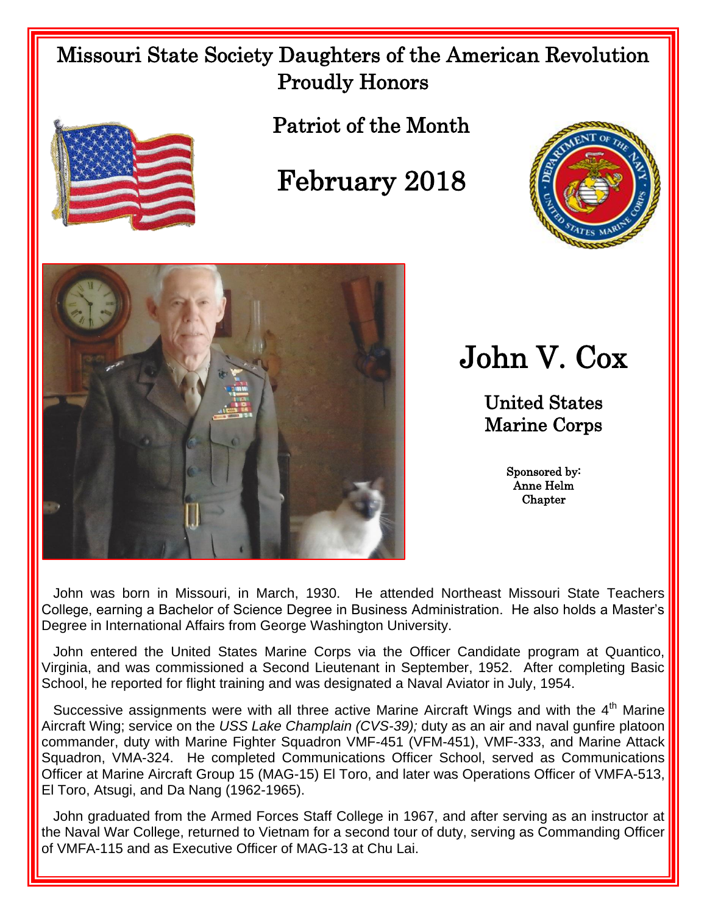# Missouri State Society Daughters of the American Revolution Proudly Honors

## Patriot of the Month

## February 2018

# John V. Cox

### United States Marine Corps

Sponsored by:
Anne Helm Chapter

John was born in Missouri, in March, 1930. He attended Northeast Missouri State Teachers College, earning a Bachelor of Science Degree in Business Administration. He also holds a Master's Degree in International Affairs from George Washington University.

John entered the United States Marine Corps via the Officer Candidate program at Quantico, Virginia, and was commissioned a Second Lieutenant in September, 1952. After completing Basic School, he reported for flight training and was designated a Naval Aviator in July, 1954.

Successive assignments were with all three active Marine Aircraft Wings and with the 4th Marine Aircraft Wing; service on the *USS Lake Champlain (CVS-39);* duty as an air and naval gunfire platoon commander, duty with Marine Fighter Squadron VMF-451 (VFM-451), VMF-333, and Marine Attack Squadron, VMA-324. He completed Communications Officer School, served as Communications Officer at Marine Aircraft Group 15 (MAG-15) El Toro, and later was Operations Officer of VMFA-513, El Toro, Atsugi, and Da Nang (1962-1965).

John graduated from the Armed Forces Staff College in 1967, and after serving as an instructor at the Naval War College, returned to Vietnam for a second tour of duty, serving as Commanding Officer of VMFA-115 and as Executive Officer of MAG-13 at Chu Lai.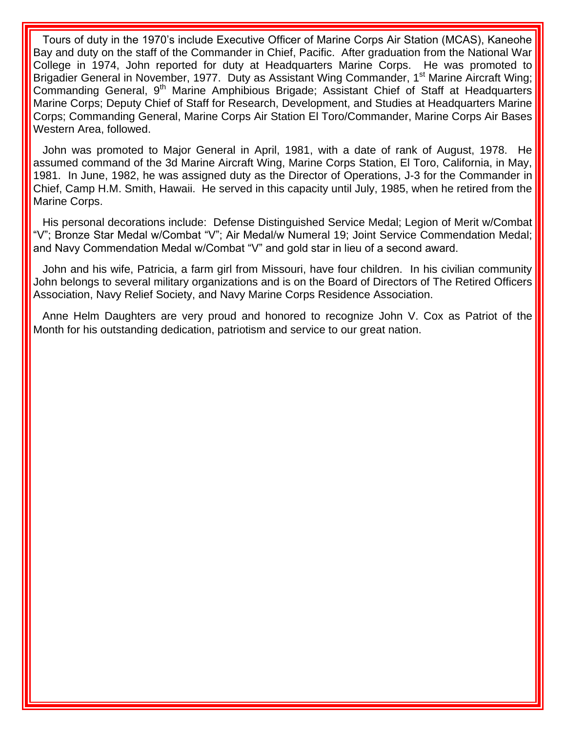Tours of duty in the 1970's include Executive Officer of Marine Corps Air Station (MCAS), Kaneohe Bay and duty on the staff of the Commander in Chief, Pacific. After graduation from the National War College in 1974, John reported for duty at Headquarters Marine Corps. He was promoted to Brigadier General in November, 1977. Duty as Assistant Wing Commander, 1st Marine Aircraft Wing; Commanding General, 9th Marine Amphibious Brigade; Assistant Chief of Staff at Headquarters Marine Corps; Deputy Chief of Staff for Research, Development, and Studies at Headquarters Marine Corps; Commanding General, Marine Corps Air Station El Toro/Commander, Marine Corps Air Bases Western Area, followed.

John was promoted to Major General in April, 1981, with a date of rank of August, 1978. He assumed command of the 3d Marine Aircraft Wing, Marine Corps Station, El Toro, California, in May, 1981. In June, 1982, he was assigned duty as the Director of Operations, J-3 for the Commander in Chief, Camp H.M. Smith, Hawaii. He served in this capacity until July, 1985, when he retired from the Marine Corps.

His personal decorations include: Defense Distinguished Service Medal; Legion of Merit w/Combat "V"; Bronze Star Medal w/Combat "V"; Air Medal/w Numeral 19; Joint Service Commendation Medal; and Navy Commendation Medal w/Combat "V" and gold star in lieu of a second award.

John and his wife, Patricia, a farm girl from Missouri, have four children. In his civilian community John belongs to several military organizations and is on the Board of Directors of The Retired Officers Association, Navy Relief Society, and Navy Marine Corps Residence Association.

Anne Helm Daughters are very proud and honored to recognize John V. Cox as Patriot of the Month for his outstanding dedication, patriotism and service to our great nation.